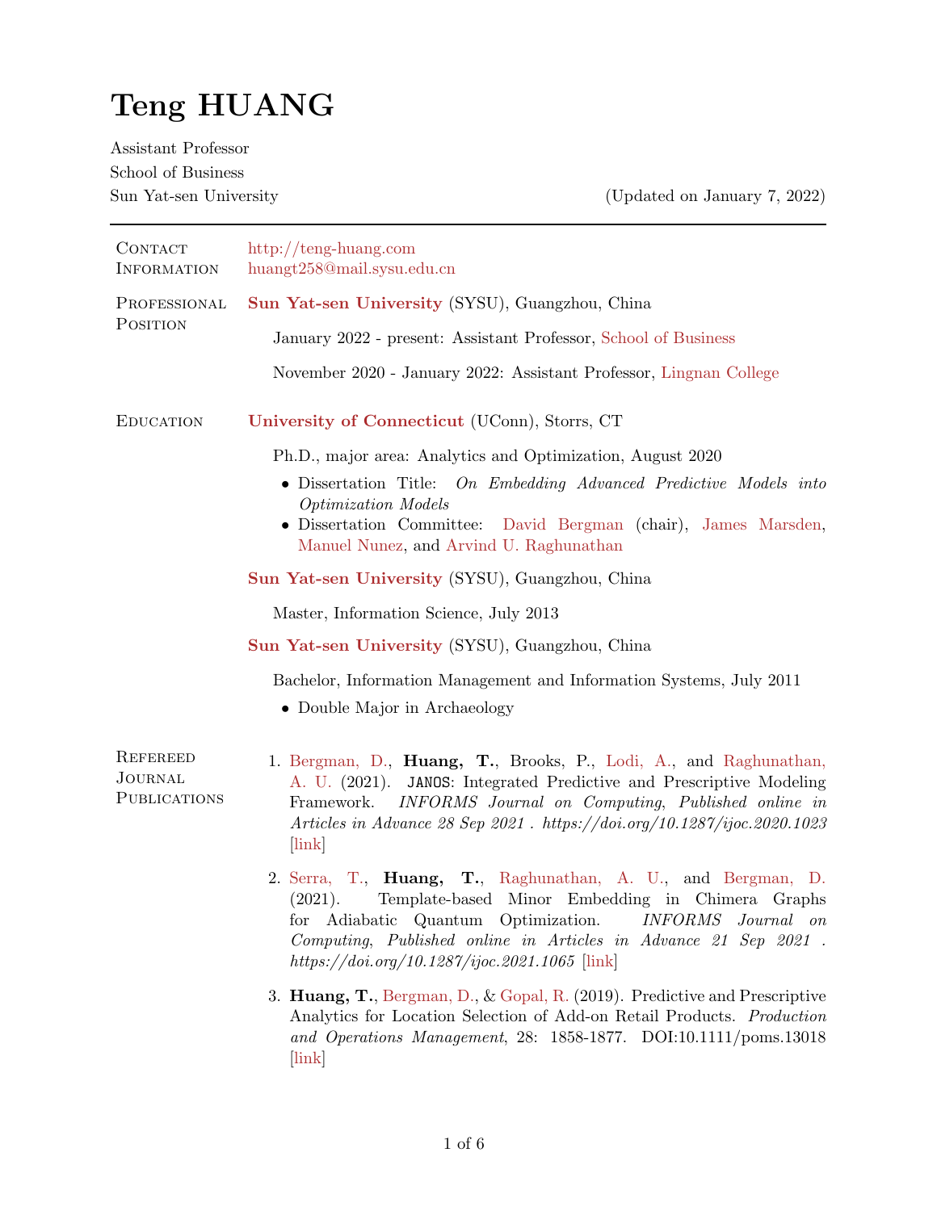# Teng HUANG

Assistant Professor
School of Business
Sun Yat-sen University

(Updated on January 7, 2022)

---

## Contact Information

http://teng-huang.com
huangt258@mail.sysu.edu.cn

## Professional Position

**Sun Yat-sen University** (SYSU), Guangzhou, China

January 2022 - present: Assistant Professor, School of Business

November 2020 - January 2022: Assistant Professor, Lingnan College

## Education

**University of Connecticut** (UConn), Storrs, CT

Ph.D., major area: Analytics and Optimization, August 2020

- Dissertation Title: *On Embedding Advanced Predictive Models into Optimization Models*
- Dissertation Committee: David Bergman (chair), James Marsden, Manuel Nunez, and Arvind U. Raghunathan

**Sun Yat-sen University** (SYSU), Guangzhou, China

Master, Information Science, July 2013

**Sun Yat-sen University** (SYSU), Guangzhou, China

Bachelor, Information Management and Information Systems, July 2011

- Double Major in Archaeology

## Refereed Journal Publications

1. Bergman, D., **Huang, T.**, Brooks, P., Lodi, A., and Raghunathan, A. U. (2021). `JANOS`: Integrated Predictive and Prescriptive Modeling Framework. *INFORMS Journal on Computing, Published online in Articles in Advance 28 Sep 2021 . https://doi.org/10.1287/ijoc.2020.1023* [link]

2. Serra, T., **Huang, T.**, Raghunathan, A. U., and Bergman, D. (2021). Template-based Minor Embedding in Chimera Graphs for Adiabatic Quantum Optimization. *INFORMS Journal on Computing, Published online in Articles in Advance 21 Sep 2021 . https://doi.org/10.1287/ijoc.2021.1065* [link]

3. **Huang, T.**, Bergman, D., & Gopal, R. (2019). Predictive and Prescriptive Analytics for Location Selection of Add-on Retail Products. *Production and Operations Management*, 28: 1858-1877. DOI:10.1111/poms.13018 [link]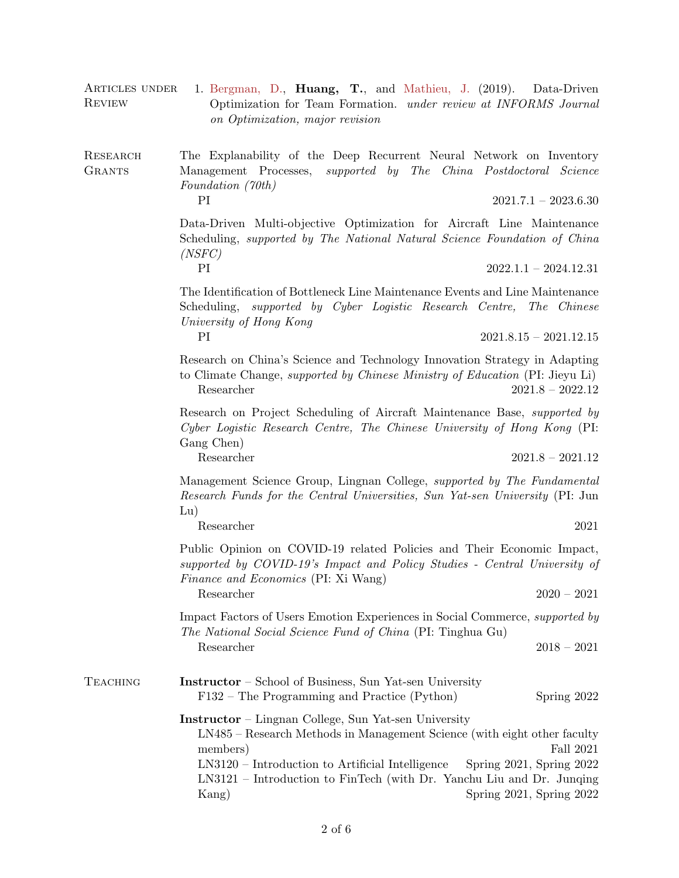## Articles under Review

1. Bergman, D., **Huang, T.**, and Mathieu, J. (2019). Data-Driven Optimization for Team Formation. *under review at INFORMS Journal on Optimization, major revision*

## Research Grants

The Explanability of the Deep Recurrent Neural Network on Inventory Management Processes, *supported by The China Postdoctoral Science Foundation (70th)*
PI — 2021.7.1 – 2023.6.30

Data-Driven Multi-objective Optimization for Aircraft Line Maintenance Scheduling, *supported by The National Natural Science Foundation of China (NSFC)*
PI — 2022.1.1 – 2024.12.31

The Identification of Bottleneck Line Maintenance Events and Line Maintenance Scheduling, *supported by Cyber Logistic Research Centre, The Chinese University of Hong Kong*
PI — 2021.8.15 – 2021.12.15

Research on China's Science and Technology Innovation Strategy in Adapting to Climate Change, *supported by Chinese Ministry of Education* (PI: Jieyu Li)
Researcher — 2021.8 – 2022.12

Research on Project Scheduling of Aircraft Maintenance Base, *supported by Cyber Logistic Research Centre, The Chinese University of Hong Kong* (PI: Gang Chen)
Researcher — 2021.8 – 2021.12

Management Science Group, Lingnan College, *supported by The Fundamental Research Funds for the Central Universities, Sun Yat-sen University* (PI: Jun Lu)
Researcher — 2021

Public Opinion on COVID-19 related Policies and Their Economic Impact, *supported by COVID-19's Impact and Policy Studies - Central University of Finance and Economics* (PI: Xi Wang)
Researcher — 2020 – 2021

Impact Factors of Users Emotion Experiences in Social Commerce, *supported by The National Social Science Fund of China* (PI: Tinghua Gu)
Researcher — 2018 – 2021

## Teaching

**Instructor** – School of Business, Sun Yat-sen University
- F132 – The Programming and Practice (Python) — Spring 2022

**Instructor** – Lingnan College, Sun Yat-sen University
- LN485 – Research Methods in Management Science (with eight other faculty members) — Fall 2021
- LN3120 – Introduction to Artificial Intelligence — Spring 2021, Spring 2022
- LN3121 – Introduction to FinTech (with Dr. Yanchu Liu and Dr. Junqing Kang) — Spring 2021, Spring 2022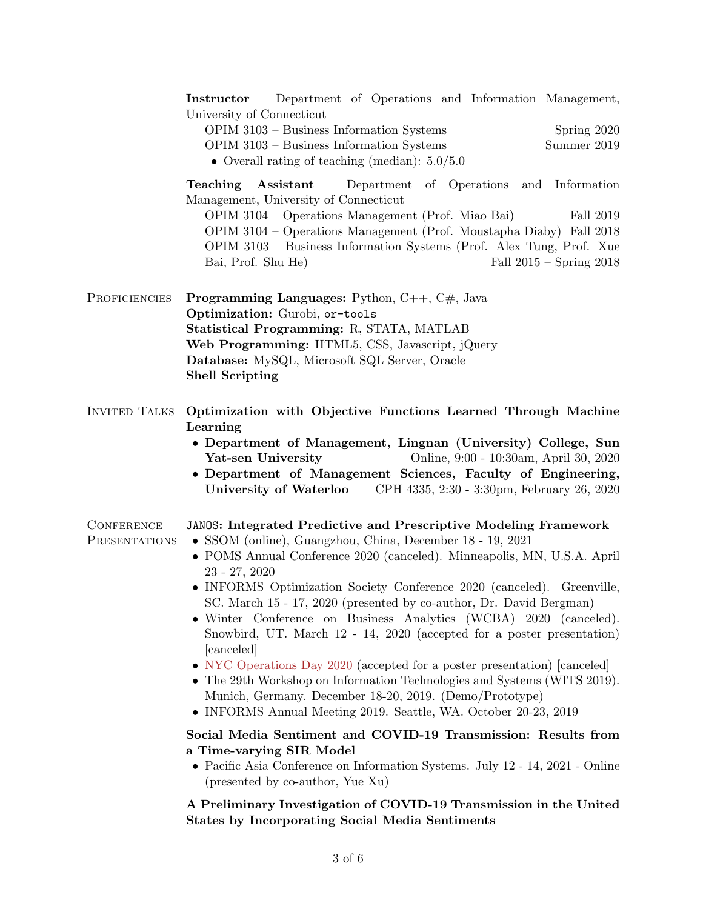**Instructor** – Department of Operations and Information Management, University of Connecticut

OPIM 3103 – Business Information Systems — Spring 2020
OPIM 3103 – Business Information Systems — Summer 2019

- Overall rating of teaching (median): 5.0/5.0

**Teaching Assistant** – Department of Operations and Information Management, University of Connecticut

OPIM 3104 – Operations Management (Prof. Miao Bai) — Fall 2019
OPIM 3104 – Operations Management (Prof. Moustapha Diaby) — Fall 2018
OPIM 3103 – Business Information Systems (Prof. Alex Tung, Prof. Xue Bai, Prof. Shu He) — Fall 2015 – Spring 2018

## Proficiencies

**Programming Languages:** Python, C++, C#, Java
**Optimization:** Gurobi, `or-tools`
**Statistical Programming:** R, STATA, MATLAB
**Web Programming:** HTML5, CSS, Javascript, jQuery
**Database:** MySQL, Microsoft SQL Server, Oracle
**Shell Scripting**

## Invited Talks

**Optimization with Objective Functions Learned Through Machine Learning**

- **Department of Management, Lingnan (University) College, Sun Yat-sen University** — Online, 9:00 - 10:30am, April 30, 2020
- **Department of Management Sciences, Faculty of Engineering, University of Waterloo** — CPH 4335, 2:30 - 3:30pm, February 26, 2020

## Conference Presentations

**`JANOS`: Integrated Predictive and Prescriptive Modeling Framework**

- SSOM (online), Guangzhou, China, December 18 - 19, 2021
- POMS Annual Conference 2020 (canceled). Minneapolis, MN, U.S.A. April 23 - 27, 2020
- INFORMS Optimization Society Conference 2020 (canceled). Greenville, SC. March 15 - 17, 2020 (presented by co-author, Dr. David Bergman)
- Winter Conference on Business Analytics (WCBA) 2020 (canceled). Snowbird, UT. March 12 - 14, 2020 (accepted for a poster presentation) [canceled]
- NYC Operations Day 2020 (accepted for a poster presentation) [canceled]
- The 29th Workshop on Information Technologies and Systems (WITS 2019). Munich, Germany. December 18-20, 2019. (Demo/Prototype)
- INFORMS Annual Meeting 2019. Seattle, WA. October 20-23, 2019

**Social Media Sentiment and COVID-19 Transmission: Results from a Time-varying SIR Model**

- Pacific Asia Conference on Information Systems. July 12 - 14, 2021 - Online (presented by co-author, Yue Xu)

**A Preliminary Investigation of COVID-19 Transmission in the United States by Incorporating Social Media Sentiments**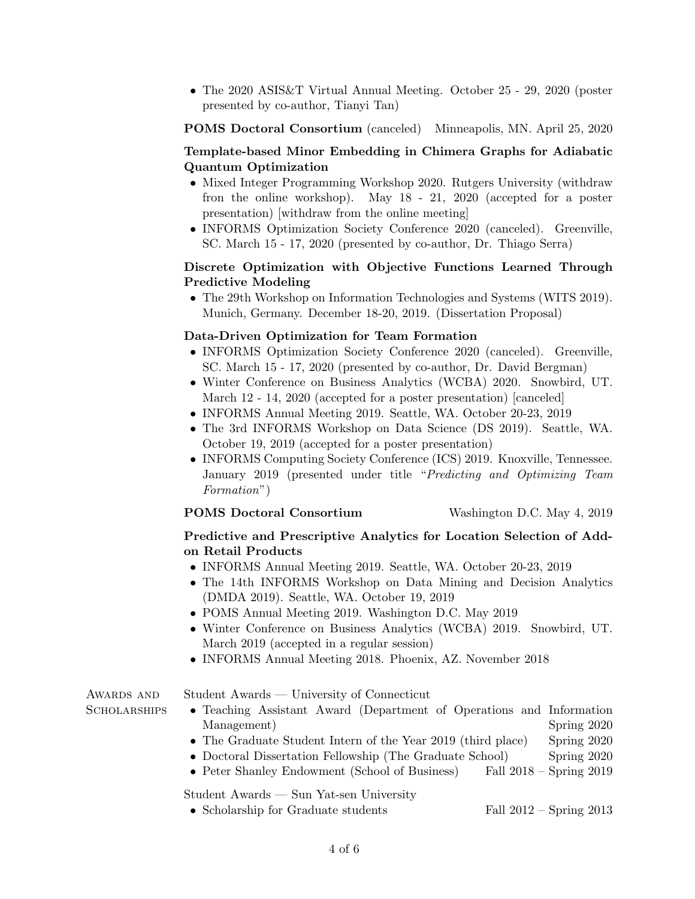- The 2020 ASIS&T Virtual Annual Meeting. October 25 - 29, 2020 (poster presented by co-author, Tianyi Tan)

**POMS Doctoral Consortium** (canceled) Minneapolis, MN. April 25, 2020

**Template-based Minor Embedding in Chimera Graphs for Adiabatic Quantum Optimization**

- Mixed Integer Programming Workshop 2020. Rutgers University (withdraw fron the online workshop). May 18 - 21, 2020 (accepted for a poster presentation) [withdraw from the online meeting]
- INFORMS Optimization Society Conference 2020 (canceled). Greenville, SC. March 15 - 17, 2020 (presented by co-author, Dr. Thiago Serra)

**Discrete Optimization with Objective Functions Learned Through Predictive Modeling**

- The 29th Workshop on Information Technologies and Systems (WITS 2019). Munich, Germany. December 18-20, 2019. (Dissertation Proposal)

**Data-Driven Optimization for Team Formation**

- INFORMS Optimization Society Conference 2020 (canceled). Greenville, SC. March 15 - 17, 2020 (presented by co-author, Dr. David Bergman)
- Winter Conference on Business Analytics (WCBA) 2020. Snowbird, UT. March 12 - 14, 2020 (accepted for a poster presentation) [canceled]
- INFORMS Annual Meeting 2019. Seattle, WA. October 20-23, 2019
- The 3rd INFORMS Workshop on Data Science (DS 2019). Seattle, WA. October 19, 2019 (accepted for a poster presentation)
- INFORMS Computing Society Conference (ICS) 2019. Knoxville, Tennessee. January 2019 (presented under title "*Predicting and Optimizing Team Formation*")

**POMS Doctoral Consortium** Washington D.C. May 4, 2019

**Predictive and Prescriptive Analytics for Location Selection of Add-on Retail Products**

- INFORMS Annual Meeting 2019. Seattle, WA. October 20-23, 2019
- The 14th INFORMS Workshop on Data Mining and Decision Analytics (DMDA 2019). Seattle, WA. October 19, 2019
- POMS Annual Meeting 2019. Washington D.C. May 2019
- Winter Conference on Business Analytics (WCBA) 2019. Snowbird, UT. March 2019 (accepted in a regular session)
- INFORMS Annual Meeting 2018. Phoenix, AZ. November 2018

## Awards and Scholarships

Student Awards — University of Connecticut

- Teaching Assistant Award (Department of Operations and Information Management) Spring 2020
- The Graduate Student Intern of the Year 2019 (third place) Spring 2020
- Doctoral Dissertation Fellowship (The Graduate School) Spring 2020
- Peter Shanley Endowment (School of Business) Fall 2018 – Spring 2019

Student Awards — Sun Yat-sen University

- Scholarship for Graduate students Fall 2012 – Spring 2013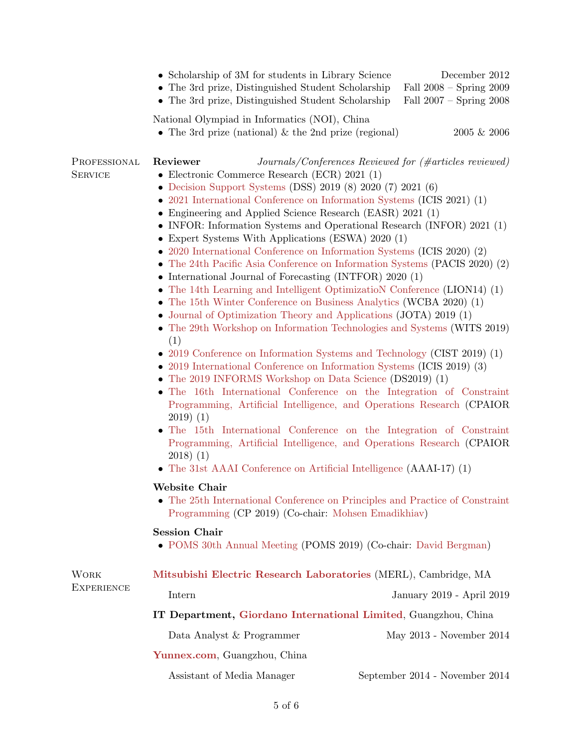- Scholarship of 3M for students in Library Science — December 2012
- The 3rd prize, Distinguished Student Scholarship — Fall 2008 – Spring 2009
- The 3rd prize, Distinguished Student Scholarship — Fall 2007 – Spring 2008

National Olympiad in Informatics (NOI), China

- The 3rd prize (national) & the 2nd prize (regional) — 2005 & 2006

## Professional Service

**Reviewer** *Journals/Conferences Reviewed for (#articles reviewed)*

- Electronic Commerce Research (ECR) 2021 (1)
- Decision Support Systems (DSS) 2019 (8) 2020 (7) 2021 (6)
- 2021 International Conference on Information Systems (ICIS 2021) (1)
- Engineering and Applied Science Research (EASR) 2021 (1)
- INFOR: Information Systems and Operational Research (INFOR) 2021 (1)
- Expert Systems With Applications (ESWA) 2020 (1)
- 2020 International Conference on Information Systems (ICIS 2020) (2)
- The 24th Pacific Asia Conference on Information Systems (PACIS 2020) (2)
- International Journal of Forecasting (INTFOR) 2020 (1)
- The 14th Learning and Intelligent OptimizatioN Conference (LION14) (1)
- The 15th Winter Conference on Business Analytics (WCBA 2020) (1)
- Journal of Optimization Theory and Applications (JOTA) 2019 (1)
- The 29th Workshop on Information Technologies and Systems (WITS 2019) (1)
- 2019 Conference on Information Systems and Technology (CIST 2019) (1)
- 2019 International Conference on Information Systems (ICIS 2019) (3)
- The 2019 INFORMS Workshop on Data Science (DS2019) (1)
- The 16th International Conference on the Integration of Constraint Programming, Artificial Intelligence, and Operations Research (CPAIOR 2019) (1)
- The 15th International Conference on the Integration of Constraint Programming, Artificial Intelligence, and Operations Research (CPAIOR 2018) (1)
- The 31st AAAI Conference on Artificial Intelligence (AAAI-17) (1)

**Website Chair**

- The 25th International Conference on Principles and Practice of Constraint Programming (CP 2019) (Co-chair: Mohsen Emadikhiav)

**Session Chair**

- POMS 30th Annual Meeting (POMS 2019) (Co-chair: David Bergman)

## Work Experience

**Mitsubishi Electric Research Laboratories** (MERL), Cambridge, MA

Intern — January 2019 - April 2019

**IT Department, Giordano International Limited**, Guangzhou, China

Data Analyst & Programmer — May 2013 - November 2014

**Yunnex.com**, Guangzhou, China

Assistant of Media Manager — September 2014 - November 2014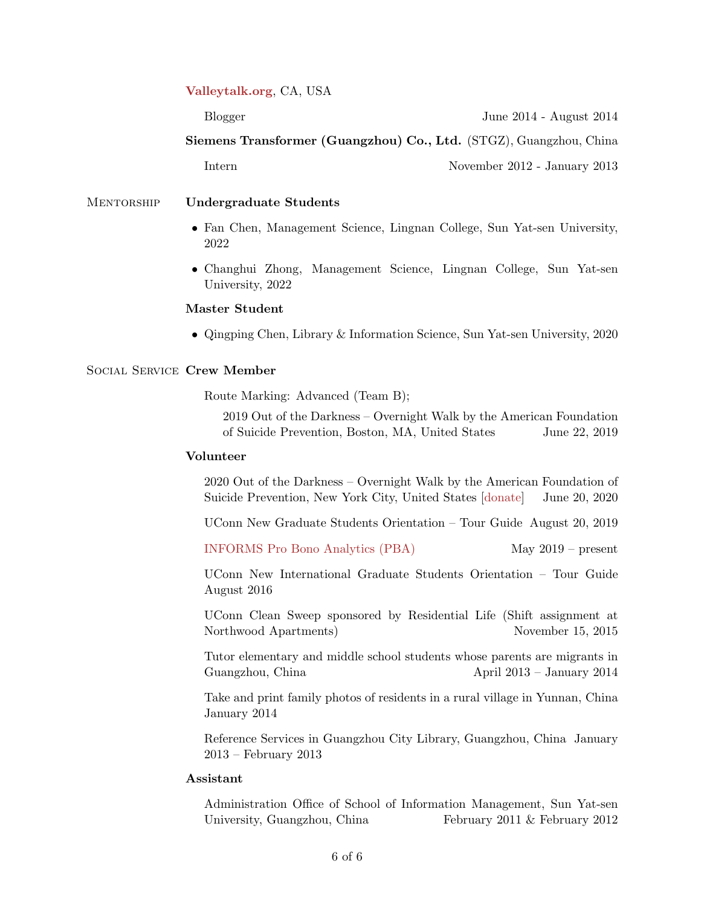**Valleytalk.org**, CA, USA

Blogger — June 2014 - August 2014

**Siemens Transformer (Guangzhou) Co., Ltd.** (STGZ), Guangzhou, China

Intern — November 2012 - January 2013

## Mentorship

### Undergraduate Students

- Fan Chen, Management Science, Lingnan College, Sun Yat-sen University, 2022
- Changhui Zhong, Management Science, Lingnan College, Sun Yat-sen University, 2022

### Master Student

- Qingping Chen, Library & Information Science, Sun Yat-sen University, 2020

## Social Service

### Crew Member

Route Marking: Advanced (Team B);

2019 Out of the Darkness – Overnight Walk by the American Foundation of Suicide Prevention, Boston, MA, United States — June 22, 2019

### Volunteer

2020 Out of the Darkness – Overnight Walk by the American Foundation of Suicide Prevention, New York City, United States [donate] — June 20, 2020

UConn New Graduate Students Orientation – Tour Guide — August 20, 2019

INFORMS Pro Bono Analytics (PBA) — May 2019 – present

UConn New International Graduate Students Orientation – Tour Guide — August 2016

UConn Clean Sweep sponsored by Residential Life (Shift assignment at Northwood Apartments) — November 15, 2015

Tutor elementary and middle school students whose parents are migrants in Guangzhou, China — April 2013 – January 2014

Take and print family photos of residents in a rural village in Yunnan, China — January 2014

Reference Services in Guangzhou City Library, Guangzhou, China — January 2013 – February 2013

### Assistant

Administration Office of School of Information Management, Sun Yat-sen University, Guangzhou, China — February 2011 & February 2012